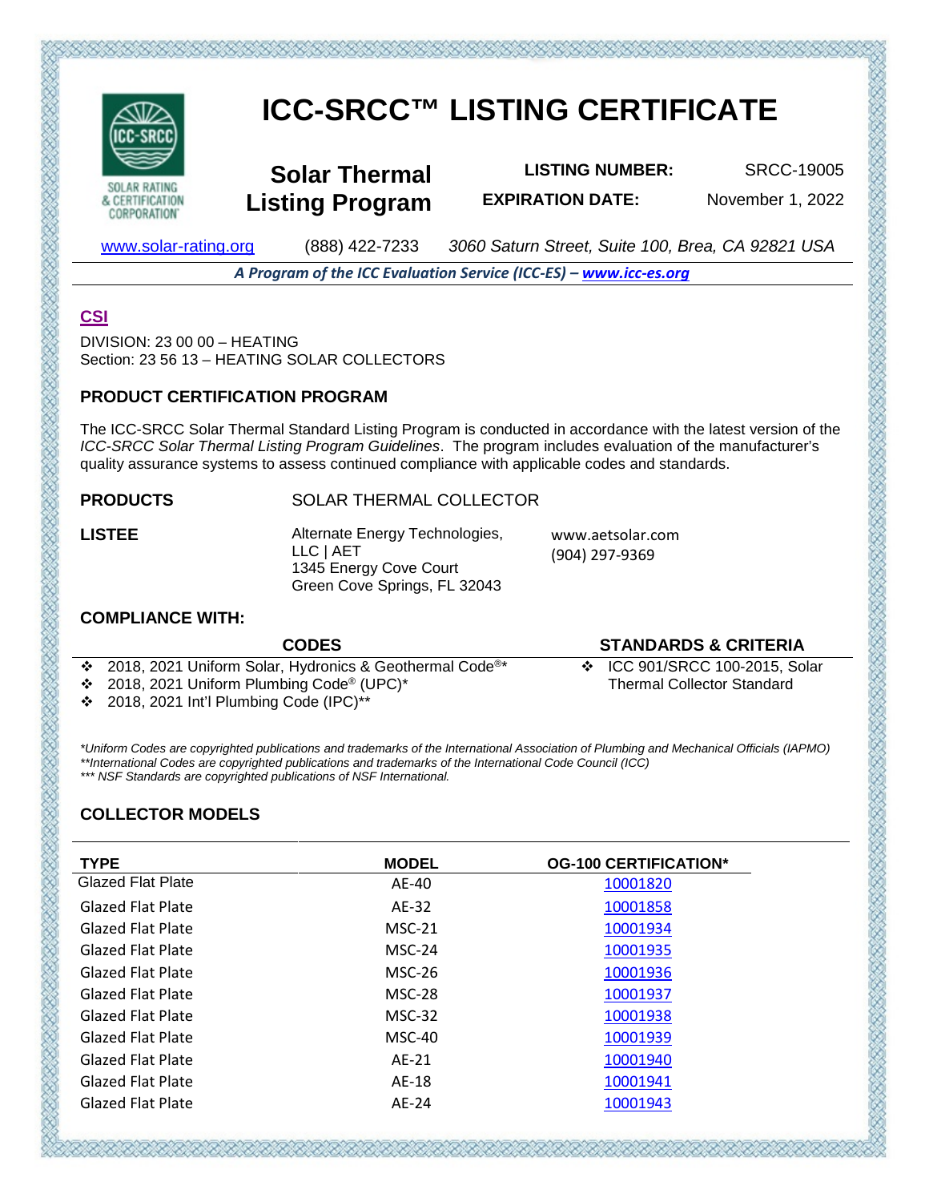# ICC-SRCC™ LISTING CERTIFICATE

SOLAR RATING & CERTIFICATION CORPORATION

## Solar Thermal Listing Program

**LISTING NUMBER:** SRCC-19005

**EXPIRATION DATE:** November 1, 2022

www.solar-rating.org (888) 422-7233 *3060 Saturn Street, Suite 100, Brea, CA 92821 USA*

***A Program of the ICC Evaluation Service (ICC-ES) – www.icc-es.org***

**CSI**

DIVISION: 23 00 00 – HEATING
Section: 23 56 13 – HEATING SOLAR COLLECTORS

**PRODUCT CERTIFICATION PROGRAM**

The ICC-SRCC Solar Thermal Standard Listing Program is conducted in accordance with the latest version of the *ICC-SRCC Solar Thermal Listing Program Guidelines*. The program includes evaluation of the manufacturer's quality assurance systems to assess continued compliance with applicable codes and standards.

**PRODUCTS** SOLAR THERMAL COLLECTOR

**LISTEE**
Alternate Energy Technologies, LLC | AET
1345 Energy Cove Court
Green Cove Springs, FL 32043
www.aetsolar.com
(904) 297-9369

**COMPLIANCE WITH:**

| CODES | STANDARDS & CRITERIA |
|---|---|
| ❖ 2018, 2021 Uniform Solar, Hydronics & Geothermal Code®* | ❖ ICC 901/SRCC 100-2015, Solar Thermal Collector Standard |
| ❖ 2018, 2021 Uniform Plumbing Code® (UPC)* | |
| ❖ 2018, 2021 Int'l Plumbing Code (IPC)** | |

*\*Uniform Codes are copyrighted publications and trademarks of the International Association of Plumbing and Mechanical Officials (IAPMO)*
*\*\*International Codes are copyrighted publications and trademarks of the International Code Council (ICC)*
*\*\*\* NSF Standards are copyrighted publications of NSF International.*

**COLLECTOR MODELS**

| TYPE | MODEL | OG-100 CERTIFICATION* |
|---|---|---|
| Glazed Flat Plate | AE-40 | 10001820 |
| Glazed Flat Plate | AE-32 | 10001858 |
| Glazed Flat Plate | MSC-21 | 10001934 |
| Glazed Flat Plate | MSC-24 | 10001935 |
| Glazed Flat Plate | MSC-26 | 10001936 |
| Glazed Flat Plate | MSC-28 | 10001937 |
| Glazed Flat Plate | MSC-32 | 10001938 |
| Glazed Flat Plate | MSC-40 | 10001939 |
| Glazed Flat Plate | AE-21 | 10001940 |
| Glazed Flat Plate | AE-18 | 10001941 |
| Glazed Flat Plate | AE-24 | 10001943 |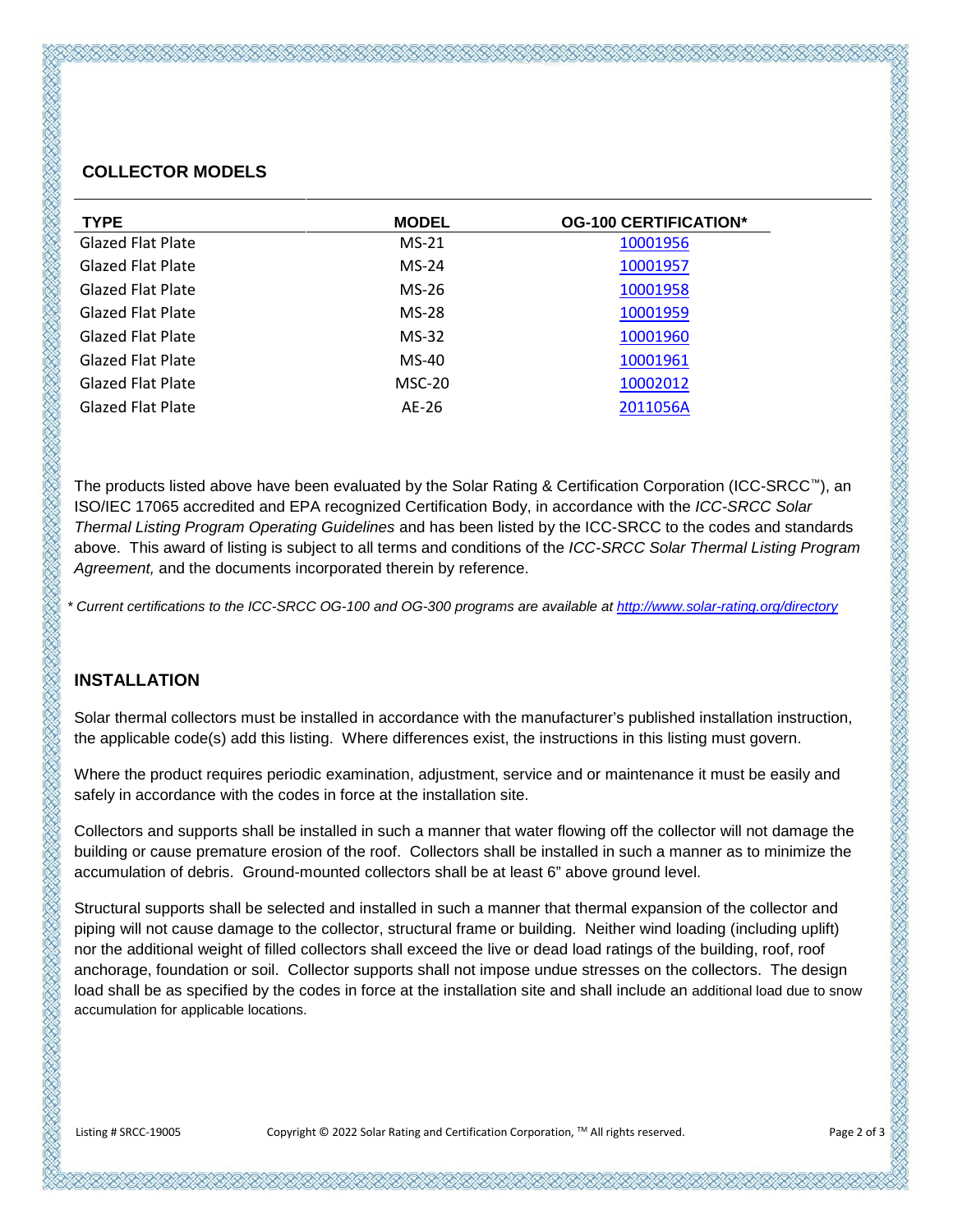## COLLECTOR MODELS

| TYPE | MODEL | OG-100 CERTIFICATION* |
|---|---|---|
| Glazed Flat Plate | MS-21 | 10001956 |
| Glazed Flat Plate | MS-24 | 10001957 |
| Glazed Flat Plate | MS-26 | 10001958 |
| Glazed Flat Plate | MS-28 | 10001959 |
| Glazed Flat Plate | MS-32 | 10001960 |
| Glazed Flat Plate | MS-40 | 10001961 |
| Glazed Flat Plate | MSC-20 | 10002012 |
| Glazed Flat Plate | AE-26 | 2011056A |

The products listed above have been evaluated by the Solar Rating & Certification Corporation (ICC-SRCC™), an ISO/IEC 17065 accredited and EPA recognized Certification Body, in accordance with the *ICC-SRCC Solar Thermal Listing Program Operating Guidelines* and has been listed by the ICC-SRCC to the codes and standards above. This award of listing is subject to all terms and conditions of the *ICC-SRCC Solar Thermal Listing Program Agreement,* and the documents incorporated therein by reference.

*\* Current certifications to the ICC-SRCC OG-100 and OG-300 programs are available at http://www.solar-rating.org/directory*

## INSTALLATION

Solar thermal collectors must be installed in accordance with the manufacturer's published installation instruction, the applicable code(s) add this listing. Where differences exist, the instructions in this listing must govern.

Where the product requires periodic examination, adjustment, service and or maintenance it must be easily and safely in accordance with the codes in force at the installation site.

Collectors and supports shall be installed in such a manner that water flowing off the collector will not damage the building or cause premature erosion of the roof. Collectors shall be installed in such a manner as to minimize the accumulation of debris. Ground-mounted collectors shall be at least 6" above ground level.

Structural supports shall be selected and installed in such a manner that thermal expansion of the collector and piping will not cause damage to the collector, structural frame or building. Neither wind loading (including uplift) nor the additional weight of filled collectors shall exceed the live or dead load ratings of the building, roof, roof anchorage, foundation or soil. Collector supports shall not impose undue stresses on the collectors. The design load shall be as specified by the codes in force at the installation site and shall include an additional load due to snow accumulation for applicable locations.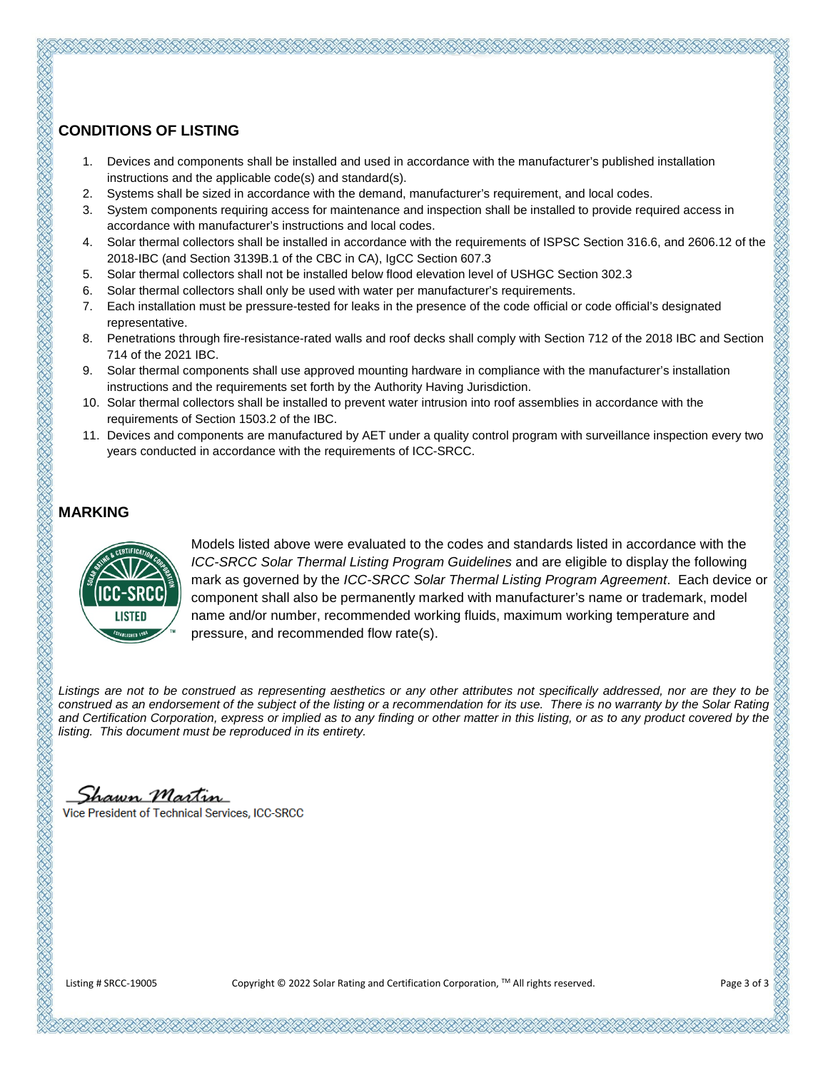## CONDITIONS OF LISTING

1. Devices and components shall be installed and used in accordance with the manufacturer's published installation instructions and the applicable code(s) and standard(s).
2. Systems shall be sized in accordance with the demand, manufacturer's requirement, and local codes.
3. System components requiring access for maintenance and inspection shall be installed to provide required access in accordance with manufacturer's instructions and local codes.
4. Solar thermal collectors shall be installed in accordance with the requirements of ISPSC Section 316.6, and 2606.12 of the 2018-IBC (and Section 3139B.1 of the CBC in CA), IgCC Section 607.3
5. Solar thermal collectors shall not be installed below flood elevation level of USHGC Section 302.3
6. Solar thermal collectors shall only be used with water per manufacturer's requirements.
7. Each installation must be pressure-tested for leaks in the presence of the code official or code official's designated representative.
8. Penetrations through fire-resistance-rated walls and roof decks shall comply with Section 712 of the 2018 IBC and Section 714 of the 2021 IBC.
9. Solar thermal components shall use approved mounting hardware in compliance with the manufacturer's installation instructions and the requirements set forth by the Authority Having Jurisdiction.
10. Solar thermal collectors shall be installed to prevent water intrusion into roof assemblies in accordance with the requirements of Section 1503.2 of the IBC.
11. Devices and components are manufactured by AET under a quality control program with surveillance inspection every two years conducted in accordance with the requirements of ICC-SRCC.

## MARKING

Models listed above were evaluated to the codes and standards listed in accordance with the *ICC-SRCC Solar Thermal Listing Program Guidelines* and are eligible to display the following mark as governed by the *ICC-SRCC Solar Thermal Listing Program Agreement*. Each device or component shall also be permanently marked with manufacturer's name or trademark, model name and/or number, recommended working fluids, maximum working temperature and pressure, and recommended flow rate(s).

*Listings are not to be construed as representing aesthetics or any other attributes not specifically addressed, nor are they to be construed as an endorsement of the subject of the listing or a recommendation for its use. There is no warranty by the Solar Rating and Certification Corporation, express or implied as to any finding or other matter in this listing, or as to any product covered by the listing. This document must be reproduced in its entirety.*

Shawn Martin

Vice President of Technical Services, ICC-SRCC

Listing # SRCC-19005

Copyright © 2022 Solar Rating and Certification Corporation, ™ All rights reserved.